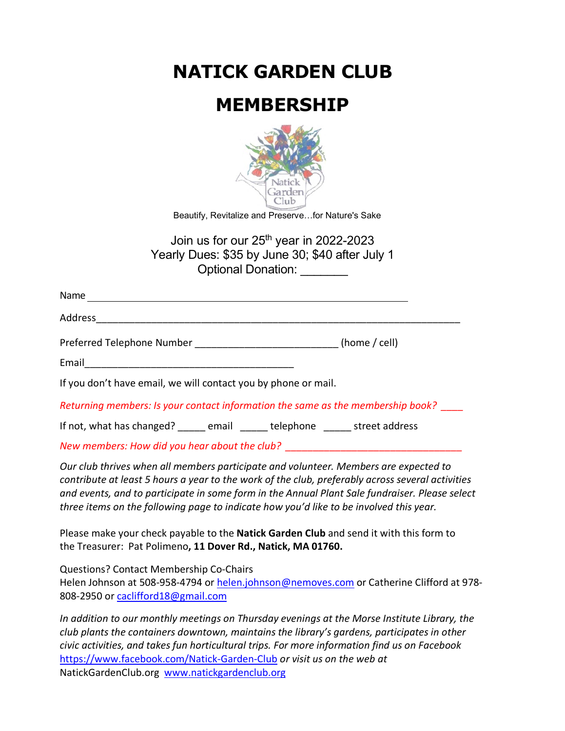# NATICK GARDEN CLUB

# MEMBERSHIP

Beautify, Revitalize and Preserve…for Nature's Sake

Join us for our 25th year in 2022-2023
Yearly Dues: $35 by June 30; $40 after July 1
Optional Donation: _______

Name ____________________________________________________________

Address__________________________________________________________________

Preferred Telephone Number __________________________ (home / cell)

Email_______________________________________

If you don't have email, we will contact you by phone or mail.

*Returning members: Is your contact information the same as the membership book? ____*

If not, what has changed? _____ email _____ telephone _____ street address

*New members: How did you hear about the club? _________________________________*

*Our club thrives when all members participate and volunteer. Members are expected to contribute at least 5 hours a year to the work of the club, preferably across several activities and events, and to participate in some form in the Annual Plant Sale fundraiser. Please select three items on the following page to indicate how you'd like to be involved this year.*

Please make your check payable to the **Natick Garden Club** and send it with this form to the Treasurer: Pat Polimeno**, 11 Dover Rd., Natick, MA 01760.**

Questions? Contact Membership Co-Chairs
Helen Johnson at 508-958-4794 or helen.johnson@nemoves.com or Catherine Clifford at 978-808-2950 or caclifford18@gmail.com

*In addition to our monthly meetings on Thursday evenings at the Morse Institute Library, the club plants the containers downtown, maintains the library's gardens, participates in other civic activities, and takes fun horticultural trips. For more information find us on Facebook* https://www.facebook.com/Natick-Garden-Club *or visit us on the web at* NatickGardenClub.org www.natickgardenclub.org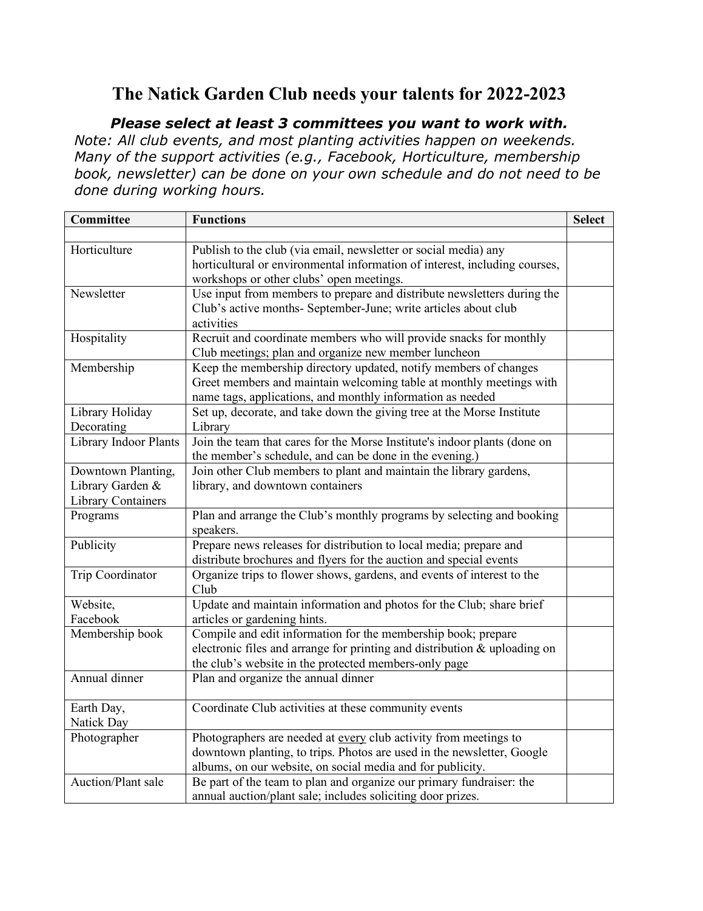# The Natick Garden Club needs your talents for 2022-2023

***Please select at least 3 committees you want to work with.***

*Note: All club events, and most planting activities happen on weekends. Many of the support activities (e.g., Facebook, Horticulture, membership book, newsletter) can be done on your own schedule and do not need to be done during working hours.*

| Committee | Functions | Select |
|---|---|---|
| | | |
| Horticulture | Publish to the club (via email, newsletter or social media) any horticultural or environmental information of interest, including courses, workshops or other clubs' open meetings. | |
| Newsletter | Use input from members to prepare and distribute newsletters during the Club's active months- September-June; write articles about club activities | |
| Hospitality | Recruit and coordinate members who will provide snacks for monthly Club meetings; plan and organize new member luncheon | |
| Membership | Keep the membership directory updated, notify members of changes Greet members and maintain welcoming table at monthly meetings with name tags, applications, and monthly information as needed | |
| Library Holiday Decorating | Set up, decorate, and take down the giving tree at the Morse Institute Library | |
| Library Indoor Plants | Join the team that cares for the Morse Institute's indoor plants (done on the member's schedule, and can be done in the evening.) | |
| Downtown Planting, Library Garden & Library Containers | Join other Club members to plant and maintain the library gardens, library, and downtown containers | |
| Programs | Plan and arrange the Club's monthly programs by selecting and booking speakers. | |
| Publicity | Prepare news releases for distribution to local media; prepare and distribute brochures and flyers for the auction and special events | |
| Trip Coordinator | Organize trips to flower shows, gardens, and events of interest to the Club | |
| Website, Facebook | Update and maintain information and photos for the Club; share brief articles or gardening hints. | |
| Membership book | Compile and edit information for the membership book; prepare electronic files and arrange for printing and distribution & uploading on the club's website in the protected members-only page | |
| Annual dinner | Plan and organize the annual dinner | |
| Earth Day, Natick Day | Coordinate Club activities at these community events | |
| Photographer | Photographers are needed at every club activity from meetings to downtown planting, to trips. Photos are used in the newsletter, Google albums, on our website, on social media and for publicity. | |
| Auction/Plant sale | Be part of the team to plan and organize our primary fundraiser: the annual auction/plant sale; includes soliciting door prizes. | |